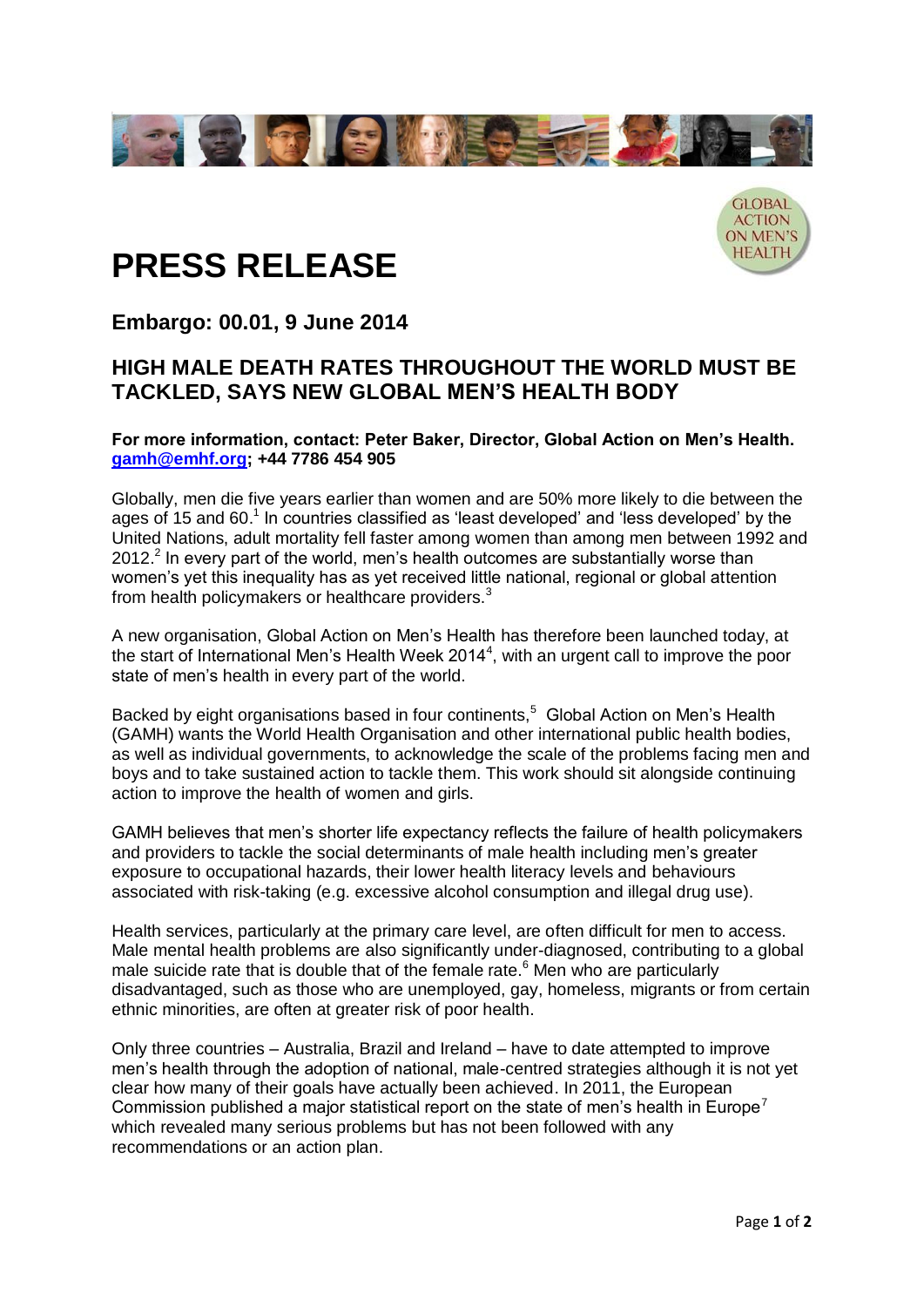# PRESS RELEASE

GLOBAL ACTION ON MEN'S HEALTH

## Embargo: 00.01, 9 June 2014

## HIGH MALE DEATH RATES THROUGHOUT THE WORLD MUST BE TACKLED, SAYS NEW GLOBAL MEN'S HEALTH BODY

**For more information, contact: Peter Baker, Director, Global Action on Men's Health. gamh@emhf.org; +44 7786 454 905**

Globally, men die five years earlier than women and are 50% more likely to die between the ages of 15 and 60.[1] In countries classified as 'least developed' and 'less developed' by the United Nations, adult mortality fell faster among women than among men between 1992 and 2012.[2] In every part of the world, men's health outcomes are substantially worse than women's yet this inequality has as yet received little national, regional or global attention from health policymakers or healthcare providers.[3]

A new organisation, Global Action on Men's Health has therefore been launched today, at the start of International Men's Health Week 2014[4], with an urgent call to improve the poor state of men's health in every part of the world.

Backed by eight organisations based in four continents,[5] Global Action on Men's Health (GAMH) wants the World Health Organisation and other international public health bodies, as well as individual governments, to acknowledge the scale of the problems facing men and boys and to take sustained action to tackle them. This work should sit alongside continuing action to improve the health of women and girls.

GAMH believes that men's shorter life expectancy reflects the failure of health policymakers and providers to tackle the social determinants of male health including men's greater exposure to occupational hazards, their lower health literacy levels and behaviours associated with risk-taking (e.g. excessive alcohol consumption and illegal drug use).

Health services, particularly at the primary care level, are often difficult for men to access. Male mental health problems are also significantly under-diagnosed, contributing to a global male suicide rate that is double that of the female rate.[6] Men who are particularly disadvantaged, such as those who are unemployed, gay, homeless, migrants or from certain ethnic minorities, are often at greater risk of poor health.

Only three countries – Australia, Brazil and Ireland – have to date attempted to improve men's health through the adoption of national, male-centred strategies although it is not yet clear how many of their goals have actually been achieved. In 2011, the European Commission published a major statistical report on the state of men's health in Europe[7] which revealed many serious problems but has not been followed with any recommendations or an action plan.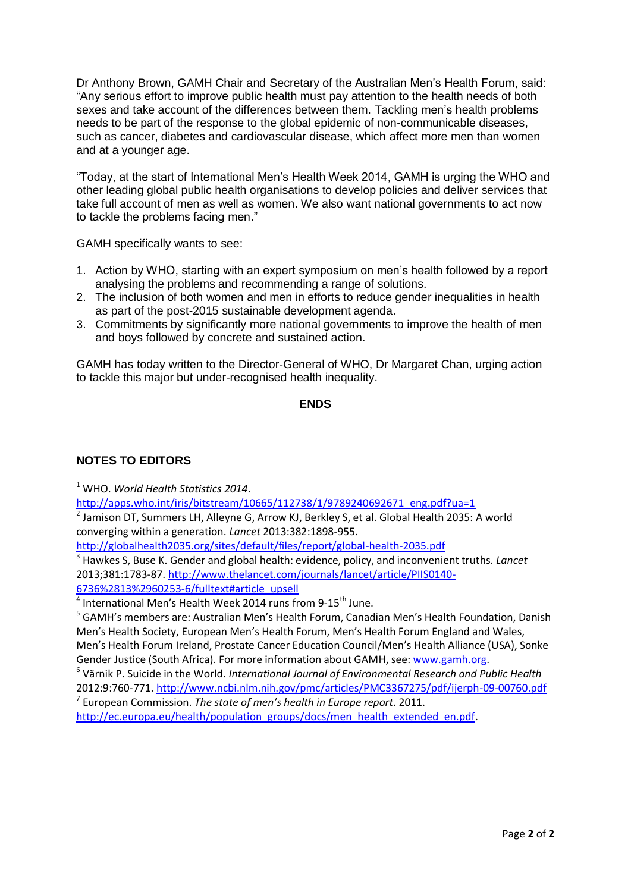Dr Anthony Brown, GAMH Chair and Secretary of the Australian Men's Health Forum, said: "Any serious effort to improve public health must pay attention to the health needs of both sexes and take account of the differences between them. Tackling men's health problems needs to be part of the response to the global epidemic of non-communicable diseases, such as cancer, diabetes and cardiovascular disease, which affect more men than women and at a younger age.

"Today, at the start of International Men's Health Week 2014, GAMH is urging the WHO and other leading global public health organisations to develop policies and deliver services that take full account of men as well as women. We also want national governments to act now to tackle the problems facing men."

GAMH specifically wants to see:

1. Action by WHO, starting with an expert symposium on men's health followed by a report analysing the problems and recommending a range of solutions.
2. The inclusion of both women and men in efforts to reduce gender inequalities in health as part of the post-2015 sustainable development agenda.
3. Commitments by significantly more national governments to improve the health of men and boys followed by concrete and sustained action.

GAMH has today written to the Director-General of WHO, Dr Margaret Chan, urging action to tackle this major but under-recognised health inequality.

**ENDS**

## NOTES TO EDITORS

[1] WHO. *World Health Statistics 2014*. http://apps.who.int/iris/bitstream/10665/112738/1/9789240692671_eng.pdf?ua=1

[2] Jamison DT, Summers LH, Alleyne G, Arrow KJ, Berkley S, et al. Global Health 2035: A world converging within a generation. *Lancet* 2013:382:1898-955. http://globalhealth2035.org/sites/default/files/report/global-health-2035.pdf

[3] Hawkes S, Buse K. Gender and global health: evidence, policy, and inconvenient truths. *Lancet* 2013;381:1783-87. http://www.thelancet.com/journals/lancet/article/PIIS0140-6736%2813%2960253-6/fulltext#article_upsell

[4] International Men's Health Week 2014 runs from 9-15th June.

[5] GAMH's members are: Australian Men's Health Forum, Canadian Men's Health Foundation, Danish Men's Health Society, European Men's Health Forum, Men's Health Forum England and Wales, Men's Health Forum Ireland, Prostate Cancer Education Council/Men's Health Alliance (USA), Sonke Gender Justice (South Africa). For more information about GAMH, see: www.gamh.org.

[6] Värnik P. Suicide in the World. *International Journal of Environmental Research and Public Health* 2012:9:760-771. http://www.ncbi.nlm.nih.gov/pmc/articles/PMC3367275/pdf/ijerph-09-00760.pdf

[7] European Commission. *The state of men's health in Europe report*. 2011. http://ec.europa.eu/health/population_groups/docs/men_health_extended_en.pdf.